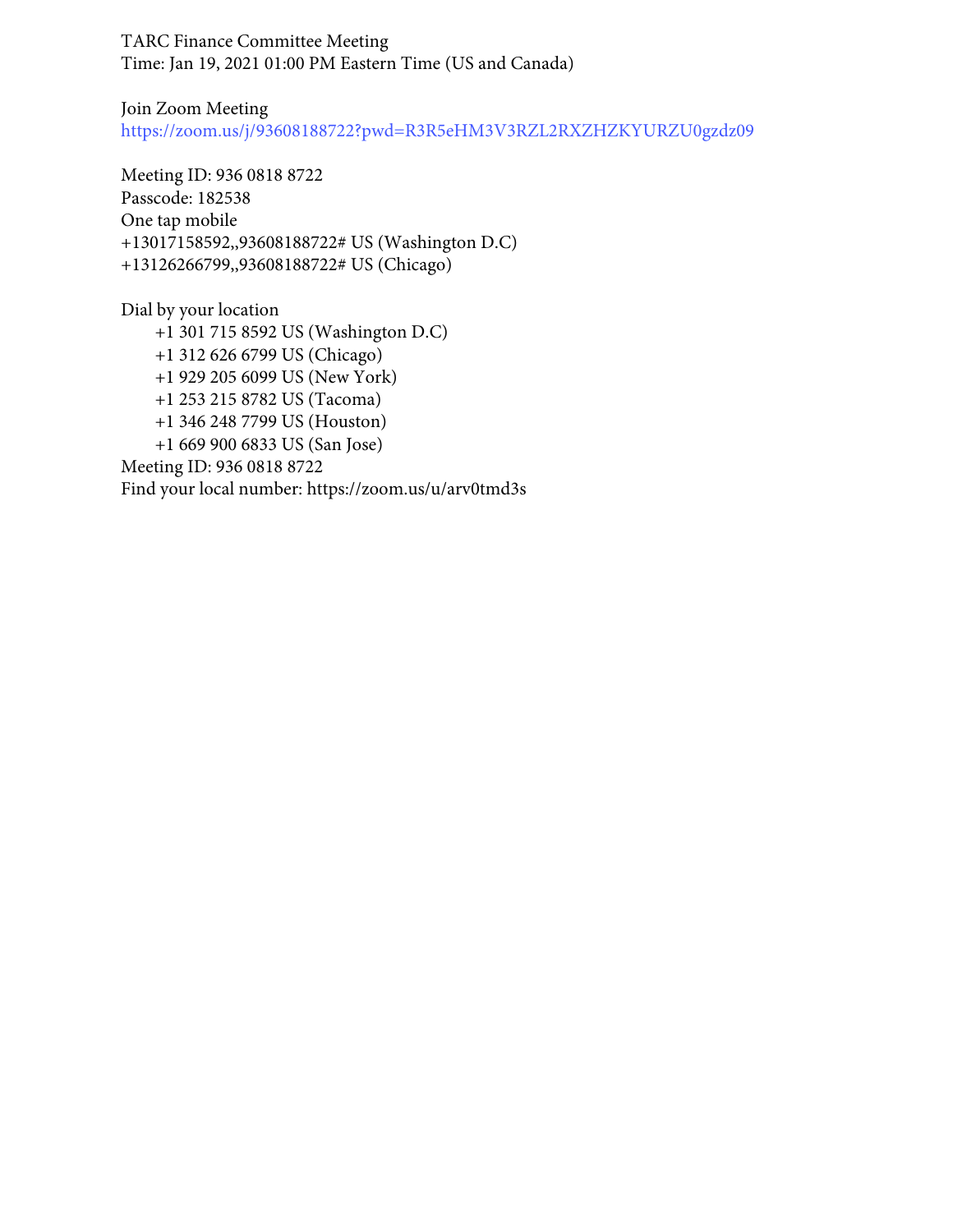TARC Finance Committee Meeting
Time: Jan 19, 2021 01:00 PM Eastern Time (US and Canada)

Join Zoom Meeting
https://zoom.us/j/93608188722?pwd=R3R5eHM3V3RZL2RXZHZKYURZU0gzdz09

Meeting ID: 936 0818 8722
Passcode: 182538
One tap mobile
+13017158592,,93608188722# US (Washington D.C)
+13126266799,,93608188722# US (Chicago)

Dial by your location
- +1 301 715 8592 US (Washington D.C)
- +1 312 626 6799 US (Chicago)
- +1 929 205 6099 US (New York)
- +1 253 215 8782 US (Tacoma)
- +1 346 248 7799 US (Houston)
- +1 669 900 6833 US (San Jose)

Meeting ID: 936 0818 8722
Find your local number: https://zoom.us/u/arv0tmd3s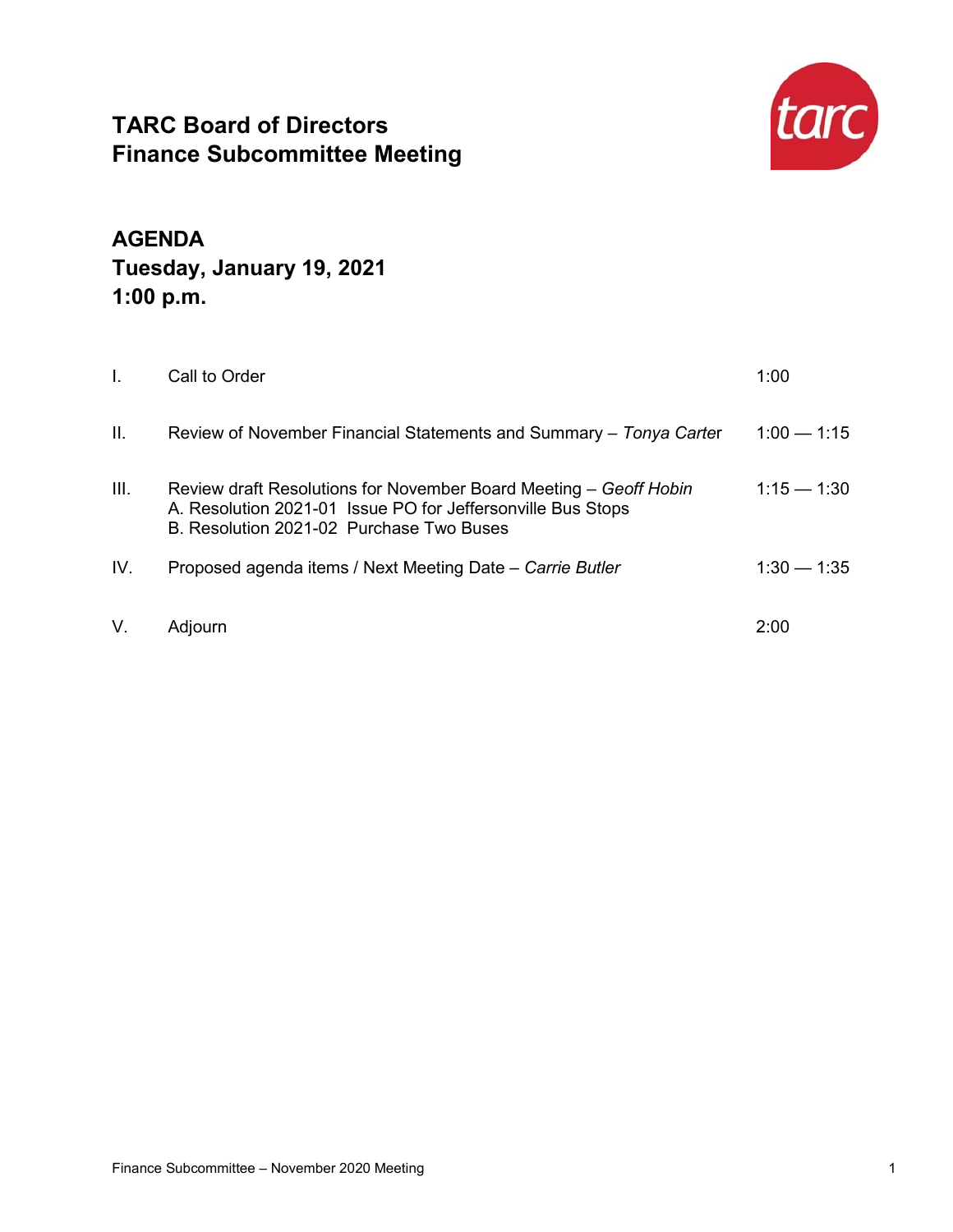# TARC Board of Directors
# Finance Subcommittee Meeting

## AGENDA
## Tuesday, January 19, 2021
## 1:00 p.m.

| | | |
|---|---|---|
| I. | Call to Order | 1:00 |
| II. | Review of November Financial Statements and Summary – *Tonya Carter* | 1:00 — 1:15 |
| III. | Review draft Resolutions for November Board Meeting – *Geoff Hobin*<br>A. Resolution 2021-01 Issue PO for Jeffersonville Bus Stops<br>B. Resolution 2021-02 Purchase Two Buses | 1:15 — 1:30 |
| IV. | Proposed agenda items / Next Meeting Date – *Carrie Butler* | 1:30 — 1:35 |
| V. | Adjourn | 2:00 |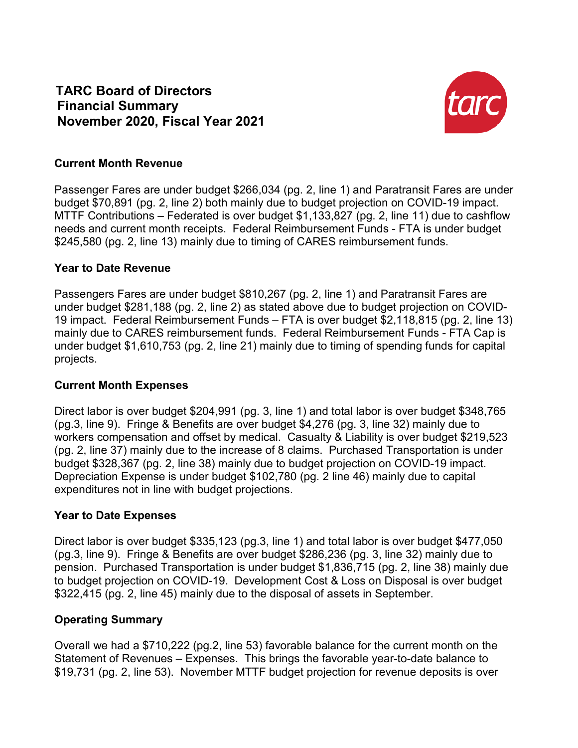# TARC Board of Directors
## Financial Summary
## November 2020, Fiscal Year 2021

### Current Month Revenue

Passenger Fares are under budget $266,034 (pg. 2, line 1) and Paratransit Fares are under budget $70,891 (pg. 2, line 2) both mainly due to budget projection on COVID-19 impact. MTTF Contributions – Federated is over budget $1,133,827 (pg. 2, line 11) due to cashflow needs and current month receipts. Federal Reimbursement Funds - FTA is under budget $245,580 (pg. 2, line 13) mainly due to timing of CARES reimbursement funds.

### Year to Date Revenue

Passengers Fares are under budget $810,267 (pg. 2, line 1) and Paratransit Fares are under budget $281,188 (pg. 2, line 2) as stated above due to budget projection on COVID-19 impact. Federal Reimbursement Funds – FTA is over budget $2,118,815 (pg. 2, line 13) mainly due to CARES reimbursement funds. Federal Reimbursement Funds - FTA Cap is under budget $1,610,753 (pg. 2, line 21) mainly due to timing of spending funds for capital projects.

### Current Month Expenses

Direct labor is over budget $204,991 (pg. 3, line 1) and total labor is over budget $348,765 (pg.3, line 9). Fringe & Benefits are over budget $4,276 (pg. 3, line 32) mainly due to workers compensation and offset by medical. Casualty & Liability is over budget $219,523 (pg. 2, line 37) mainly due to the increase of 8 claims. Purchased Transportation is under budget $328,367 (pg. 2, line 38) mainly due to budget projection on COVID-19 impact. Depreciation Expense is under budget $102,780 (pg. 2 line 46) mainly due to capital expenditures not in line with budget projections.

### Year to Date Expenses

Direct labor is over budget $335,123 (pg.3, line 1) and total labor is over budget $477,050 (pg.3, line 9). Fringe & Benefits are over budget $286,236 (pg. 3, line 32) mainly due to pension. Purchased Transportation is under budget $1,836,715 (pg. 2, line 38) mainly due to budget projection on COVID-19. Development Cost & Loss on Disposal is over budget $322,415 (pg. 2, line 45) mainly due to the disposal of assets in September.

### Operating Summary

Overall we had a $710,222 (pg.2, line 53) favorable balance for the current month on the Statement of Revenues – Expenses. This brings the favorable year-to-date balance to $19,731 (pg. 2, line 53). November MTTF budget projection for revenue deposits is over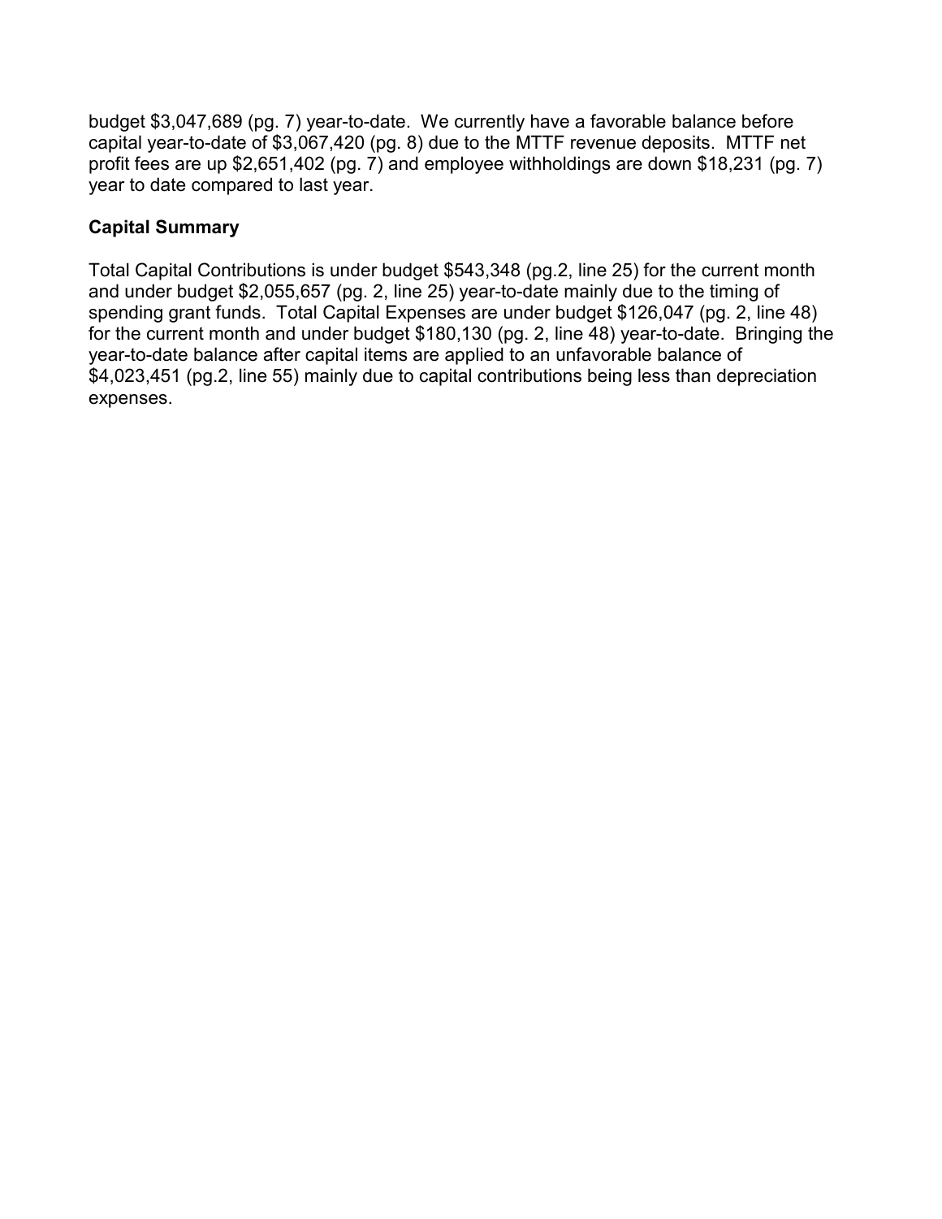budget $3,047,689 (pg. 7) year-to-date. We currently have a favorable balance before capital year-to-date of $3,067,420 (pg. 8) due to the MTTF revenue deposits. MTTF net profit fees are up $2,651,402 (pg. 7) and employee withholdings are down $18,231 (pg. 7) year to date compared to last year.

**Capital Summary**

Total Capital Contributions is under budget $543,348 (pg.2, line 25) for the current month and under budget $2,055,657 (pg. 2, line 25) year-to-date mainly due to the timing of spending grant funds. Total Capital Expenses are under budget $126,047 (pg. 2, line 48) for the current month and under budget $180,130 (pg. 2, line 48) year-to-date. Bringing the year-to-date balance after capital items are applied to an unfavorable balance of $4,023,451 (pg.2, line 55) mainly due to capital contributions being less than depreciation expenses.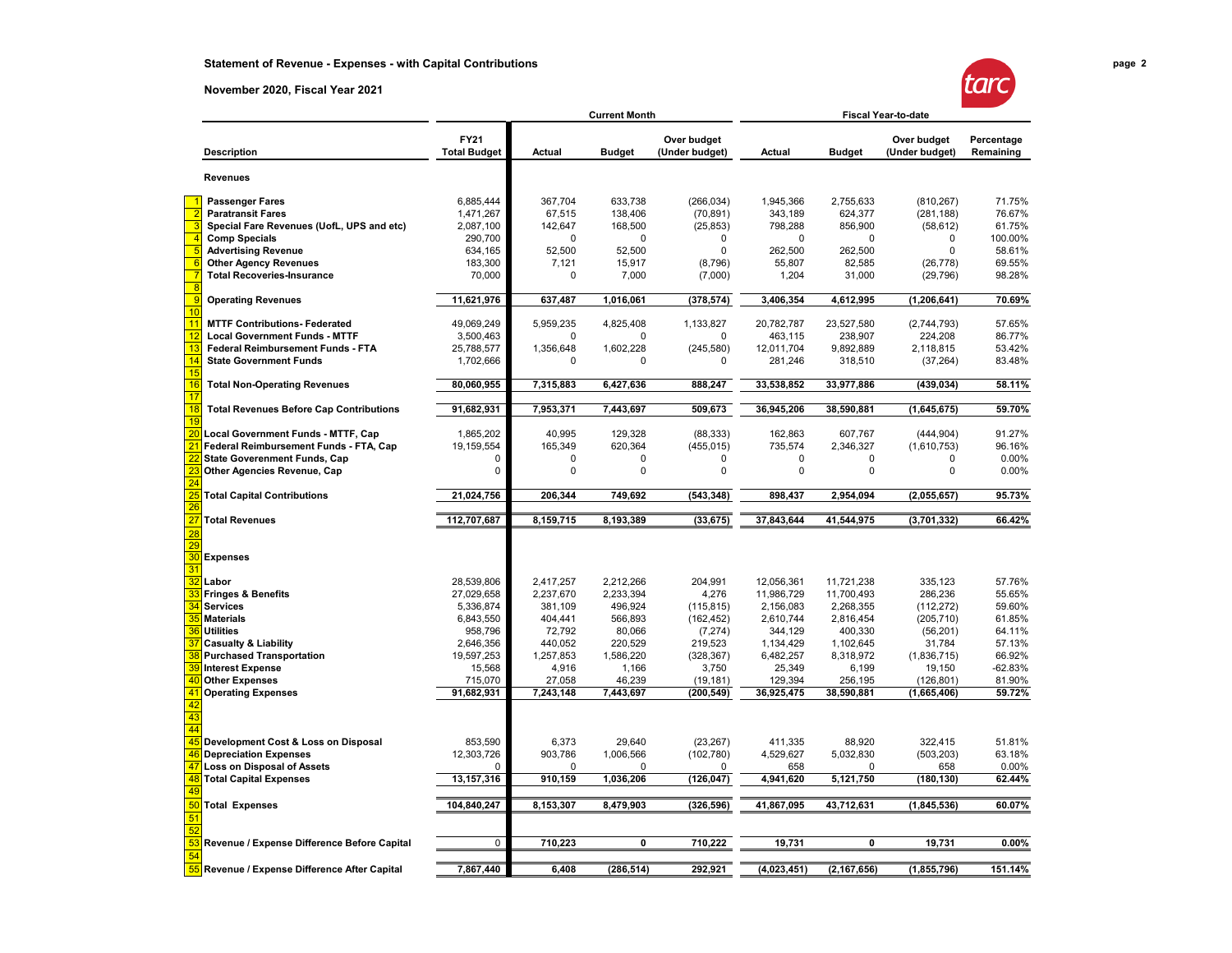## Statement of Revenue - Expenses - with Capital Contributions

**November 2020, Fiscal Year 2021**

| | Description | FY21 Total Budget | Current Month Actual | Current Month Budget | Current Month Over budget (Under budget) | Fiscal Year-to-date Actual | Fiscal Year-to-date Budget | Fiscal Year-to-date Over budget (Under budget) | Percentage Remaining |
|---|---|---|---|---|---|---|---|---|---|
| | **Revenues** | | | | | | | | |
| 1 | **Passenger Fares** | 6,885,444 | 367,704 | 633,738 | (266,034) | 1,945,366 | 2,755,633 | (810,267) | 71.75% |
| 2 | **Paratransit Fares** | 1,471,267 | 67,515 | 138,406 | (70,891) | 343,189 | 624,377 | (281,188) | 76.67% |
| 3 | **Special Fare Revenues (UofL, UPS and etc)** | 2,087,100 | 142,647 | 168,500 | (25,853) | 798,288 | 856,900 | (58,612) | 61.75% |
| 4 | **Comp Specials** | 290,700 | 0 | 0 | 0 | 0 | 0 | 0 | 100.00% |
| 5 | **Advertising Revenue** | 634,165 | 52,500 | 52,500 | 0 | 262,500 | 262,500 | 0 | 58.61% |
| 6 | **Other Agency Revenues** | 183,300 | 7,121 | 15,917 | (8,796) | 55,807 | 82,585 | (26,778) | 69.55% |
| 7 | **Total Recoveries-Insurance** | 70,000 | 0 | 7,000 | (7,000) | 1,204 | 31,000 | (29,796) | 98.28% |
| 8 | | | | | | | | | |
| 9 | **Operating Revenues** | **11,621,976** | **637,487** | **1,016,061** | **(378,574)** | **3,406,354** | **4,612,995** | **(1,206,641)** | **70.69%** |
| 10 | | | | | | | | | |
| 11 | **MTTF Contributions- Federated** | 49,069,249 | 5,959,235 | 4,825,408 | 1,133,827 | 20,782,787 | 23,527,580 | (2,744,793) | 57.65% |
| 12 | **Local Government Funds - MTTF** | 3,500,463 | 0 | 0 | 0 | 463,115 | 238,907 | 224,208 | 86.77% |
| 13 | **Federal Reimbursement Funds - FTA** | 25,788,577 | 1,356,648 | 1,602,228 | (245,580) | 12,011,704 | 9,892,889 | 2,118,815 | 53.42% |
| 14 | **State Government Funds** | 1,702,666 | 0 | 0 | 0 | 281,246 | 318,510 | (37,264) | 83.48% |
| 15 | | | | | | | | | |
| 16 | **Total Non-Operating Revenues** | **80,060,955** | **7,315,883** | **6,427,636** | **888,247** | **33,538,852** | **33,977,886** | **(439,034)** | **58.11%** |
| 17 | | | | | | | | | |
| 18 | **Total Revenues Before Cap Contributions** | **91,682,931** | **7,953,371** | **7,443,697** | **509,673** | **36,945,206** | **38,590,881** | **(1,645,675)** | **59.70%** |
| 19 | | | | | | | | | |
| 20 | **Local Government Funds - MTTF, Cap** | 1,865,202 | 40,995 | 129,328 | (88,333) | 162,863 | 607,767 | (444,904) | 91.27% |
| 21 | **Federal Reimbursement Funds - FTA, Cap** | 19,159,554 | 165,349 | 620,364 | (455,015) | 735,574 | 2,346,327 | (1,610,753) | 96.16% |
| 22 | **State Goverenment Funds, Cap** | 0 | 0 | 0 | 0 | 0 | 0 | 0 | 0.00% |
| 23 | **Other Agencies Revenue, Cap** | 0 | 0 | 0 | 0 | 0 | 0 | 0 | 0.00% |
| 24 | | | | | | | | | |
| 25 | **Total Capital Contributions** | **21,024,756** | **206,344** | **749,692** | **(543,348)** | **898,437** | **2,954,094** | **(2,055,657)** | **95.73%** |
| 26 | | | | | | | | | |
| 27 | **Total Revenues** | **112,707,687** | **8,159,715** | **8,193,389** | **(33,675)** | **37,843,644** | **41,544,975** | **(3,701,332)** | **66.42%** |
| 28 | | | | | | | | | |
| 29 | | | | | | | | | |
| 30 | **Expenses** | | | | | | | | |
| 31 | | | | | | | | | |
| 32 | **Labor** | 28,539,806 | 2,417,257 | 2,212,266 | 204,991 | 12,056,361 | 11,721,238 | 335,123 | 57.76% |
| 33 | **Fringes & Benefits** | 27,029,658 | 2,237,670 | 2,233,394 | 4,276 | 11,986,729 | 11,700,493 | 286,236 | 55.65% |
| 34 | **Services** | 5,336,874 | 381,109 | 496,924 | (115,815) | 2,156,083 | 2,268,355 | (112,272) | 59.60% |
| 35 | **Materials** | 6,843,550 | 404,441 | 566,893 | (162,452) | 2,610,744 | 2,816,454 | (205,710) | 61.85% |
| 36 | **Utilities** | 958,796 | 72,792 | 80,066 | (7,274) | 344,129 | 400,330 | (56,201) | 64.11% |
| 37 | **Casualty & Liability** | 2,646,356 | 440,052 | 220,529 | 219,523 | 1,134,429 | 1,102,645 | 31,784 | 57.13% |
| 38 | **Purchased Transportation** | 19,597,253 | 1,257,853 | 1,586,220 | (328,367) | 6,482,257 | 8,318,972 | (1,836,715) | 66.92% |
| 39 | **Interest Expense** | 15,568 | 4,916 | 1,166 | 3,750 | 25,349 | 6,199 | 19,150 | -62.83% |
| 40 | **Other Expenses** | 715,070 | 27,058 | 46,239 | (19,181) | 129,394 | 256,195 | (126,801) | 81.90% |
| 41 | **Operating Expenses** | **91,682,931** | **7,243,148** | **7,443,697** | **(200,549)** | **36,925,475** | **38,590,881** | **(1,665,406)** | **59.72%** |
| 42 | | | | | | | | | |
| 43 | | | | | | | | | |
| 44 | | | | | | | | | |
| 45 | **Development Cost & Loss on Disposal** | 853,590 | 6,373 | 29,640 | (23,267) | 411,335 | 88,920 | 322,415 | 51.81% |
| 46 | **Depreciation Expenses** | 12,303,726 | 903,786 | 1,006,566 | (102,780) | 4,529,627 | 5,032,830 | (503,203) | 63.18% |
| 47 | **Loss on Disposal of Assets** | 0 | 0 | 0 | 0 | 658 | 0 | 658 | 0.00% |
| 48 | **Total Capital Expenses** | **13,157,316** | **910,159** | **1,036,206** | **(126,047)** | **4,941,620** | **5,121,750** | **(180,130)** | **62.44%** |
| 49 | | | | | | | | | |
| 50 | **Total Expenses** | **104,840,247** | **8,153,307** | **8,479,903** | **(326,596)** | **41,867,095** | **43,712,631** | **(1,845,536)** | **60.07%** |
| 51 | | | | | | | | | |
| 52 | | | | | | | | | |
| 53 | **Revenue / Expense Difference Before Capital** | 0 | **710,223** | **0** | **710,222** | **19,731** | **0** | **19,731** | **0.00%** |
| 54 | | | | | | | | | |
| 55 | **Revenue / Expense Difference After Capital** | **7,867,440** | **6,408** | **(286,514)** | **292,921** | **(4,023,451)** | **(2,167,656)** | **(1,855,796)** | **151.14%** |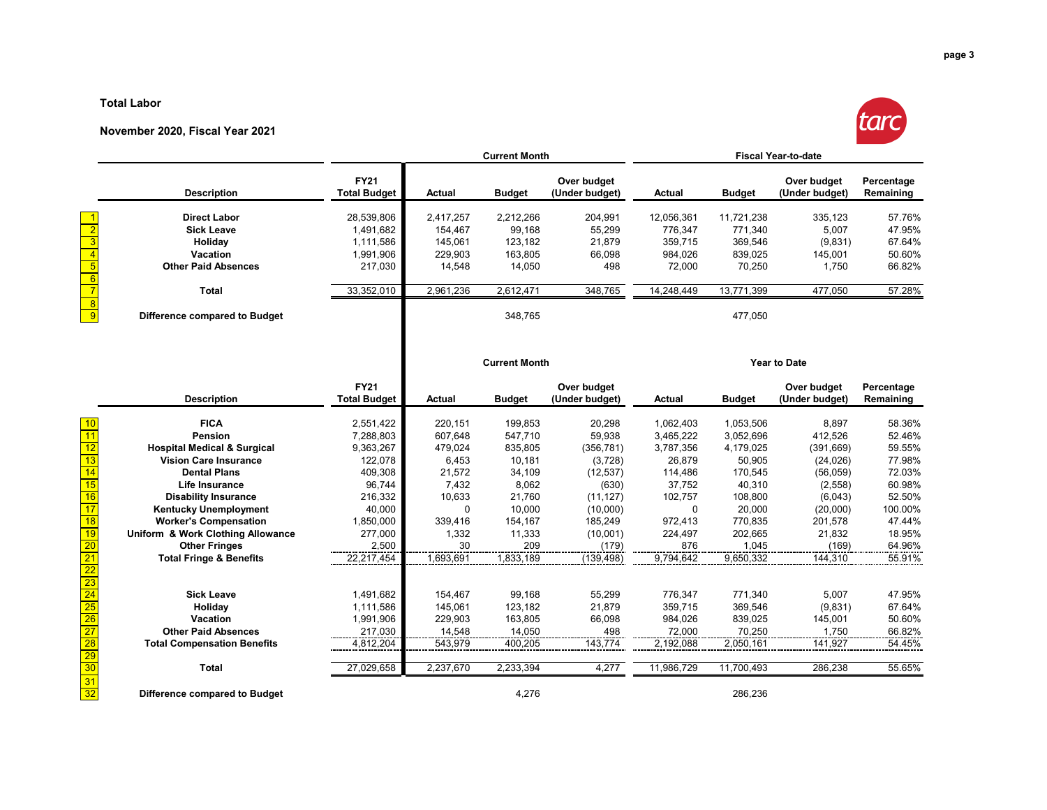**Total Labor**

**November 2020, Fiscal Year 2021**

| | Description | FY21 Total Budget | Current Month | | | Fiscal Year-to-date | | | |
|---|---|---|---|---|---|---|---|---|---|
| | | | Actual | Budget | Over budget (Under budget) | Actual | Budget | Over budget (Under budget) | Percentage Remaining |
| 1 | Direct Labor | 28,539,806 | 2,417,257 | 2,212,266 | 204,991 | 12,056,361 | 11,721,238 | 335,123 | 57.76% |
| 2 | Sick Leave | 1,491,682 | 154,467 | 99,168 | 55,299 | 776,347 | 771,340 | 5,007 | 47.95% |
| 3 | Holiday | 1,111,586 | 145,061 | 123,182 | 21,879 | 359,715 | 369,546 | (9,831) | 67.64% |
| 4 | Vacation | 1,991,906 | 229,903 | 163,805 | 66,098 | 984,026 | 839,025 | 145,001 | 50.60% |
| 5 | Other Paid Absences | 217,030 | 14,548 | 14,050 | 498 | 72,000 | 70,250 | 1,750 | 66.82% |
| 6 | | | | | | | | | |
| 7 | Total | 33,352,010 | 2,961,236 | 2,612,471 | 348,765 | 14,248,449 | 13,771,399 | 477,050 | 57.28% |
| 8 | | | | | | | | | |
| 9 | Difference compared to Budget | | | 348,765 | | | 477,050 | | |

| | Description | FY21 Total Budget | Current Month | | | Year to Date | | | |
|---|---|---|---|---|---|---|---|---|---|
| | | | Actual | Budget | Over budget (Under budget) | Actual | Budget | Over budget (Under budget) | Percentage Remaining |
| 10 | FICA | 2,551,422 | 220,151 | 199,853 | 20,298 | 1,062,403 | 1,053,506 | 8,897 | 58.36% |
| 11 | Pension | 7,288,803 | 607,648 | 547,710 | 59,938 | 3,465,222 | 3,052,696 | 412,526 | 52.46% |
| 12 | Hospital Medical & Surgical | 9,363,267 | 479,024 | 835,805 | (356,781) | 3,787,356 | 4,179,025 | (391,669) | 59.55% |
| 13 | Vision Care Insurance | 122,078 | 6,453 | 10,181 | (3,728) | 26,879 | 50,905 | (24,026) | 77.98% |
| 14 | Dental Plans | 409,308 | 21,572 | 34,109 | (12,537) | 114,486 | 170,545 | (56,059) | 72.03% |
| 15 | Life Insurance | 96,744 | 7,432 | 8,062 | (630) | 37,752 | 40,310 | (2,558) | 60.98% |
| 16 | Disability Insurance | 216,332 | 10,633 | 21,760 | (11,127) | 102,757 | 108,800 | (6,043) | 52.50% |
| 17 | Kentucky Unemployment | 40,000 | 0 | 10,000 | (10,000) | 0 | 20,000 | (20,000) | 100.00% |
| 18 | Worker's Compensation | 1,850,000 | 339,416 | 154,167 | 185,249 | 972,413 | 770,835 | 201,578 | 47.44% |
| 19 | Uniform & Work Clothing Allowance | 277,000 | 1,332 | 11,333 | (10,001) | 224,497 | 202,665 | 21,832 | 18.95% |
| 20 | Other Fringes | 2,500 | 30 | 209 | (179) | 876 | 1,045 | (169) | 64.96% |
| 21 | Total Fringe & Benefits | 22,217,454 | 1,693,691 | 1,833,189 | (139,498) | 9,794,642 | 9,650,332 | 144,310 | 55.91% |
| 22 | | | | | | | | | |
| 23 | | | | | | | | | |
| 24 | Sick Leave | 1,491,682 | 154,467 | 99,168 | 55,299 | 776,347 | 771,340 | 5,007 | 47.95% |
| 25 | Holiday | 1,111,586 | 145,061 | 123,182 | 21,879 | 359,715 | 369,546 | (9,831) | 67.64% |
| 26 | Vacation | 1,991,906 | 229,903 | 163,805 | 66,098 | 984,026 | 839,025 | 145,001 | 50.60% |
| 27 | Other Paid Absences | 217,030 | 14,548 | 14,050 | 498 | 72,000 | 70,250 | 1,750 | 66.82% |
| 28 | Total Compensation Benefits | 4,812,204 | 543,979 | 400,205 | 143,774 | 2,192,088 | 2,050,161 | 141,927 | 54.45% |
| 29 | | | | | | | | | |
| 30 | Total | 27,029,658 | 2,237,670 | 2,233,394 | 4,277 | 11,986,729 | 11,700,493 | 286,238 | 55.65% |
| 31 | | | | | | | | | |
| 32 | Difference compared to Budget | | | 4,276 | | | 286,236 | | |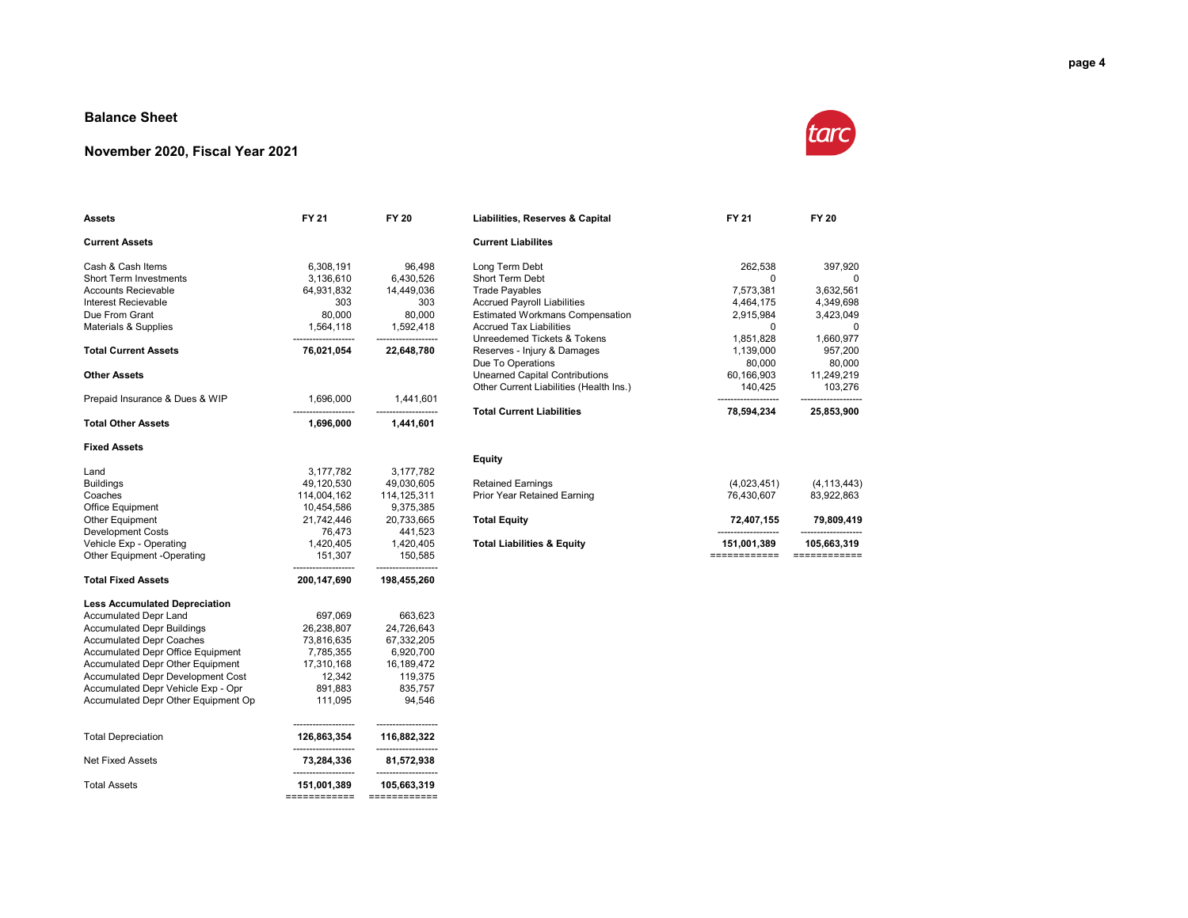## Balance Sheet

## November 2020, Fiscal Year 2021

| Assets | FY 21 | FY 20 |
|---|---|---|
| **Current Assets** | | |
| Cash & Cash Items | 6,308,191 | 96,498 |
| Short Term Investments | 3,136,610 | 6,430,526 |
| Accounts Recievable | 64,931,832 | 14,449,036 |
| Interest Recievable | 303 | 303 |
| Due From Grant | 80,000 | 80,000 |
| Materials & Supplies | 1,564,118 | 1,592,418 |
| **Total Current Assets** | **76,021,054** | **22,648,780** |
| **Other Assets** | | |
| Prepaid Insurance & Dues & WIP | 1,696,000 | 1,441,601 |
| **Total Other Assets** | **1,696,000** | **1,441,601** |
| **Fixed Assets** | | |
| Land | 3,177,782 | 3,177,782 |
| Buildings | 49,120,530 | 49,030,605 |
| Coaches | 114,004,162 | 114,125,311 |
| Office Equipment | 10,454,586 | 9,375,385 |
| Other Equipment | 21,742,446 | 20,733,665 |
| Development Costs | 76,473 | 441,523 |
| Vehicle Exp - Operating | 1,420,405 | 1,420,405 |
| Other Equipment -Operating | 151,307 | 150,585 |
| **Total Fixed Assets** | **200,147,690** | **198,455,260** |
| **Less Accumulated Depreciation** | | |
| Accumulated Depr Land | 697,069 | 663,623 |
| Accumulated Depr Buildings | 26,238,807 | 24,726,643 |
| Accumulated Depr Coaches | 73,816,635 | 67,332,205 |
| Accumulated Depr Office Equipment | 7,785,355 | 6,920,700 |
| Accumulated Depr Other Equipment | 17,310,168 | 16,189,472 |
| Accumulated Depr Development Cost | 12,342 | 119,375 |
| Accumulated Depr Vehicle Exp - Opr | 891,883 | 835,757 |
| Accumulated Depr Other Equipment Op | 111,095 | 94,546 |
| Total Depreciation | **126,863,354** | **116,882,322** |
| Net Fixed Assets | **73,284,336** | **81,572,938** |
| Total Assets | **151,001,389** | **105,663,319** |

| Liabilities, Reserves & Capital | FY 21 | FY 20 |
|---|---|---|
| **Current Liabilites** | | |
| Long Term Debt | 262,538 | 397,920 |
| Short Term Debt | 0 | 0 |
| Trade Payables | 7,573,381 | 3,632,561 |
| Accrued Payroll Liabilities | 4,464,175 | 4,349,698 |
| Estimated Workmans Compensation | 2,915,984 | 3,423,049 |
| Accrued Tax Liabilities | 0 | 0 |
| Unreedemed Tickets & Tokens | 1,851,828 | 1,660,977 |
| Reserves - Injury & Damages | 1,139,000 | 957,200 |
| Due To Operations | 80,000 | 80,000 |
| Unearned Capital Contributions | 60,166,903 | 11,249,219 |
| Other Current Liabilities (Health Ins.) | 140,425 | 103,276 |
| **Total Current Liabilities** | **78,594,234** | **25,853,900** |
| **Equity** | | |
| Retained Earnings | (4,023,451) | (4,113,443) |
| Prior Year Retained Earning | 76,430,607 | 83,922,863 |
| **Total Equity** | **72,407,155** | **79,809,419** |
| **Total Liabilities & Equity** | **151,001,389** | **105,663,319** |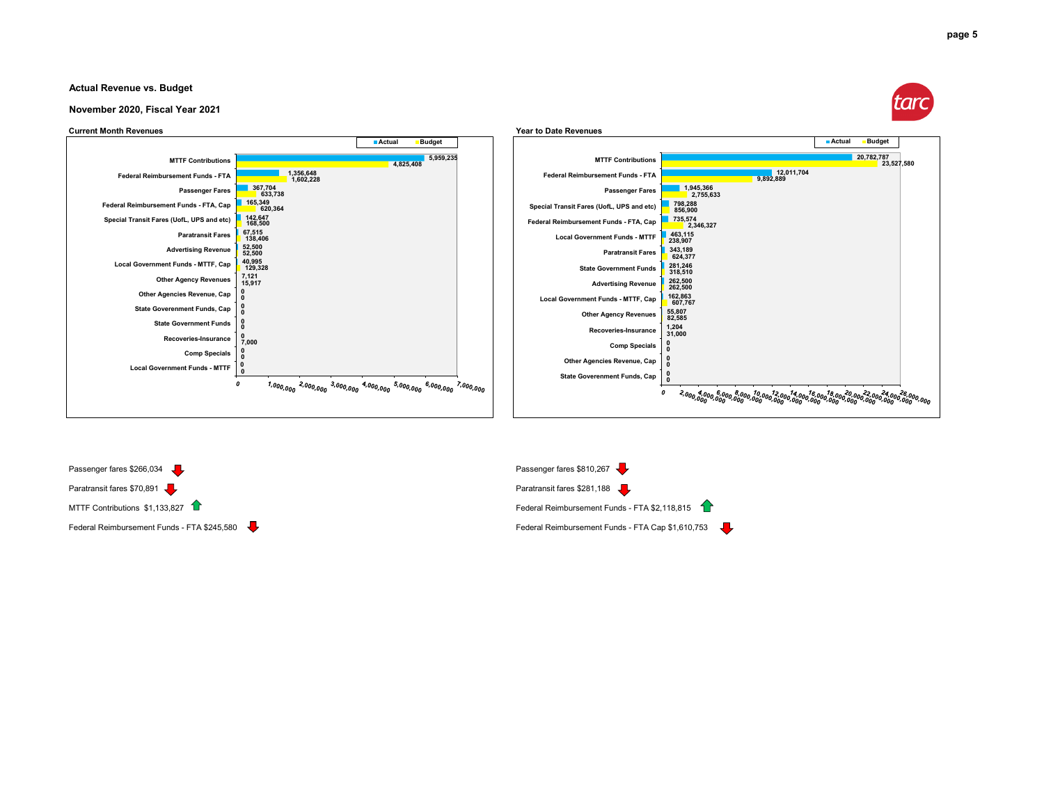## Actual Revenue vs. Budget

## November 2020, Fiscal Year 2021

### Current Month Revenues

| Category | Actual | Budget |
|---|---|---|
| MTTF Contributions | 5,959,235 | 4,825,408 |
| Federal Reimbursement Funds - FTA | 1,356,648 | 1,602,228 |
| Passenger Fares | 367,704 | 633,738 |
| Federal Reimbursement Funds - FTA, Cap | 165,349 | 620,364 |
| Special Transit Fares (UofL, UPS and etc) | 142,647 | 168,500 |
| Paratransit Fares | 67,515 | 138,406 |
| Advertising Revenue | 52,500 | 52,500 |
| Local Government Funds - MTTF, Cap | 40,995 | 129,328 |
| Other Agency Revenues | 7,121 | 15,917 |
| Other Agencies Revenue, Cap | 0 | 0 |
| State Government Funds, Cap | 0 | 0 |
| State Government Funds | 0 | 0 |
| Recoveries-Insurance | 0 | 7,000 |
| Comp Specials | 0 | 0 |
| Local Government Funds - MTTF | 0 | 0 |

### Year to Date Revenues

| Category | Actual | Budget |
|---|---|---|
| MTTF Contributions | 20,782,787 | 23,527,580 |
| Federal Reimbursement Funds - FTA | 12,011,704 | 9,892,889 |
| Passenger Fares | 1,945,366 | 2,755,633 |
| Special Transit Fares (UofL, UPS and etc) | 798,288 | 856,900 |
| Federal Reimbursement Funds - FTA, Cap | 735,574 | 2,346,327 |
| Local Government Funds - MTTF | 463,115 | 238,907 |
| Paratransit Fares | 343,189 | 624,377 |
| State Government Funds | 281,246 | 318,510 |
| Advertising Revenue | 262,500 | 262,500 |
| Local Government Funds - MTTF, Cap | 162,863 | 607,767 |
| Other Agency Revenues | 55,807 | 82,585 |
| Recoveries-Insurance | 1,204 | 31,000 |
| Comp Specials | 0 | 0 |
| Other Agencies Revenue, Cap | 0 | 0 |
| State Government Funds, Cap | 0 | 0 |

**Current Month:**

- Passenger fares $266,034 ↓
- Paratransit fares $70,891 ↓
- MTTF Contributions $1,133,827 ↑
- Federal Reimbursement Funds - FTA $245,580 ↓

**Year to Date:**

- Passenger fares $810,267 ↓
- Paratransit fares $281,188 ↓
- Federal Reimbursement Funds - FTA $2,118,815 ↑
- Federal Reimbursement Funds - FTA Cap $1,610,753 ↓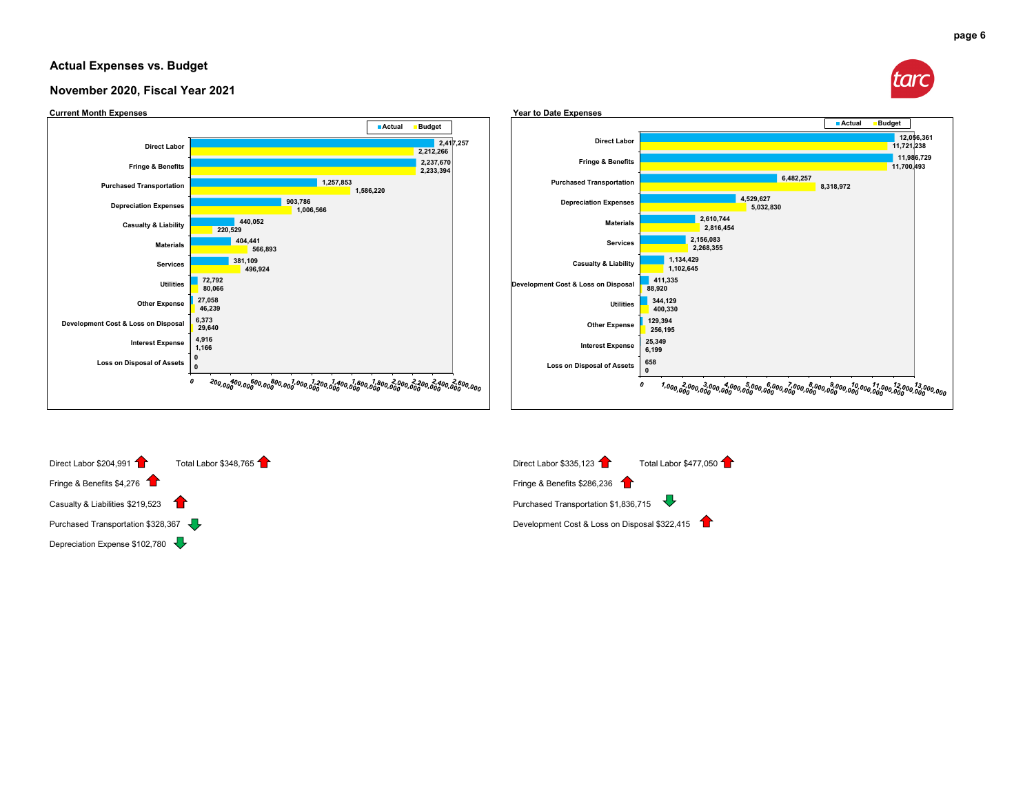## Actual Expenses vs. Budget

## November 2020, Fiscal Year 2021

**Current Month Expenses**

| Category | Actual | Budget |
|---|---|---|
| Direct Labor | 2,417,257 | 2,212,266 |
| Fringe & Benefits | 2,237,670 | 2,233,394 |
| Purchased Transportation | 1,257,853 | 1,586,220 |
| Depreciation Expenses | 903,786 | 1,006,566 |
| Casualty & Liability | 440,052 | 220,529 |
| Materials | 404,441 | 566,893 |
| Services | 381,109 | 496,924 |
| Utilities | 72,792 | 80,066 |
| Other Expense | 27,058 | 46,239 |
| Development Cost & Loss on Disposal | 6,373 | 29,640 |
| Interest Expense | 4,916 | 1,166 |
| Loss on Disposal of Assets | 0 | 0 |

**Year to Date Expenses**

| Category | Actual | Budget |
|---|---|---|
| Direct Labor | 12,056,361 | 11,721,238 |
| Fringe & Benefits | 11,986,729 | 11,700,493 |
| Purchased Transportation | 6,482,257 | 8,318,972 |
| Depreciation Expenses | 4,529,627 | 5,032,830 |
| Materials | 2,610,744 | 2,816,454 |
| Services | 2,156,083 | 2,268,355 |
| Casualty & Liability | 1,134,429 | 1,102,645 |
| Development Cost & Loss on Disposal | 411,335 | 88,920 |
| Utilities | 344,129 | 400,330 |
| Other Expense | 129,394 | 256,195 |
| Interest Expense | 25,349 | 6,199 |
| Loss on Disposal of Assets | 658 | 0 |

**Current Month**

- Direct Labor $204,991 ↑ &nbsp;&nbsp; Total Labor $348,765 ↑
- Fringe & Benefits $4,276 ↑
- Casualty & Liabilities $219,523 ↑
- Purchased Transportation $328,367 ↓
- Depreciation Expense $102,780 ↓

**Year to Date**

- Direct Labor $335,123 ↑ &nbsp;&nbsp; Total Labor $477,050 ↑
- Fringe & Benefits $286,236 ↑
- Purchased Transportation $1,836,715 ↓
- Development Cost & Loss on Disposal $322,415 ↑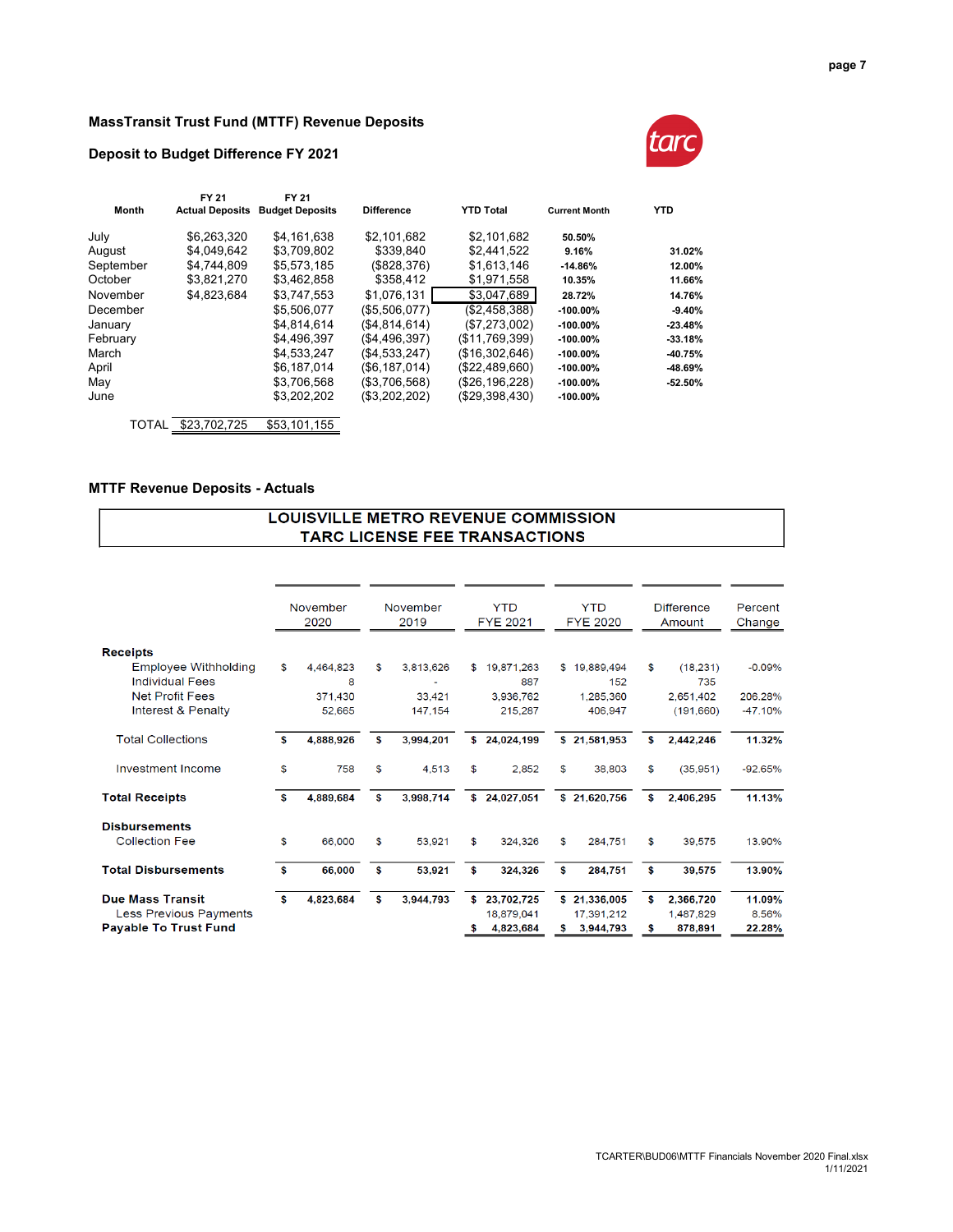## MassTransit Trust Fund (MTTF) Revenue Deposits

### Deposit to Budget Difference FY 2021

| Month | FY 21 Actual Deposits | FY 21 Budget Deposits | Difference | YTD Total | Current Month | YTD |
|---|---|---|---|---|---|---|
| July | $6,263,320 | $4,161,638 | $2,101,682 | $2,101,682 | 50.50% | |
| August | $4,049,642 | $3,709,802 | $339,840 | $2,441,522 | 9.16% | 31.02% |
| September | $4,744,809 | $5,573,185 | ($828,376) | $1,613,146 | -14.86% | 12.00% |
| October | $3,821,270 | $3,462,858 | $358,412 | $1,971,558 | 10.35% | 11.66% |
| November | $4,823,684 | $3,747,553 | $1,076,131 | $3,047,689 | 28.72% | 14.76% |
| December | | $5,506,077 | ($5,506,077) | ($2,458,388) | -100.00% | -9.40% |
| January | | $4,814,614 | ($4,814,614) | ($7,273,002) | -100.00% | -23.48% |
| February | | $4,496,397 | ($4,496,397) | ($11,769,399) | -100.00% | -33.18% |
| March | | $4,533,247 | ($4,533,247) | ($16,302,646) | -100.00% | -40.75% |
| April | | $6,187,014 | ($6,187,014) | ($22,489,660) | -100.00% | -48.69% |
| May | | $3,706,568 | ($3,706,568) | ($26,196,228) | -100.00% | -52.50% |
| June | | $3,202,202 | ($3,202,202) | ($29,398,430) | -100.00% | |
| TOTAL | $23,702,725 | $53,101,155 | | | | |

### MTTF Revenue Deposits - Actuals

**LOUISVILLE METRO REVENUE COMMISSION**
**TARC LICENSE FEE TRANSACTIONS**

| | November 2020 | November 2019 | YTD FYE 2021 | YTD FYE 2020 | Difference Amount | Percent Change |
|---|---|---|---|---|---|---|
| **Receipts** | | | | | | |
| Employee Withholding | $ 4,464,823 | $ 3,813,626 | $ 19,871,263 | $ 19,889,494 | $ (18,231) | -0.09% |
| Individual Fees | 8 | - | 887 | 152 | 735 | |
| Net Profit Fees | 371,430 | 33,421 | 3,936,762 | 1,285,360 | 2,651,402 | 206.28% |
| Interest & Penalty | 52,665 | 147,154 | 215,287 | 406,947 | (191,660) | -47.10% |
| Total Collections | $ 4,888,926 | $ 3,994,201 | $ 24,024,199 | $ 21,581,953 | $ 2,442,246 | 11.32% |
| Investment Income | $ 758 | $ 4,513 | $ 2,852 | $ 38,803 | $ (35,951) | -92.65% |
| **Total Receipts** | $ 4,889,684 | $ 3,998,714 | $ 24,027,051 | $ 21,620,756 | $ 2,406,295 | 11.13% |
| **Disbursements** | | | | | | |
| Collection Fee | $ 66,000 | $ 53,921 | $ 324,326 | $ 284,751 | $ 39,575 | 13.90% |
| **Total Disbursements** | $ 66,000 | $ 53,921 | $ 324,326 | $ 284,751 | $ 39,575 | 13.90% |
| **Due Mass Transit** | $ 4,823,684 | $ 3,944,793 | $ 23,702,725 | $ 21,336,005 | $ 2,366,720 | 11.09% |
| Less Previous Payments | | | 18,879,041 | 17,391,212 | 1,487,829 | 8.56% |
| **Payable To Trust Fund** | | | $ 4,823,684 | $ 3,944,793 | $ 878,891 | 22.28% |

TCARTER\BUD06\MTTF Financials November 2020 Final.xlsx
1/11/2021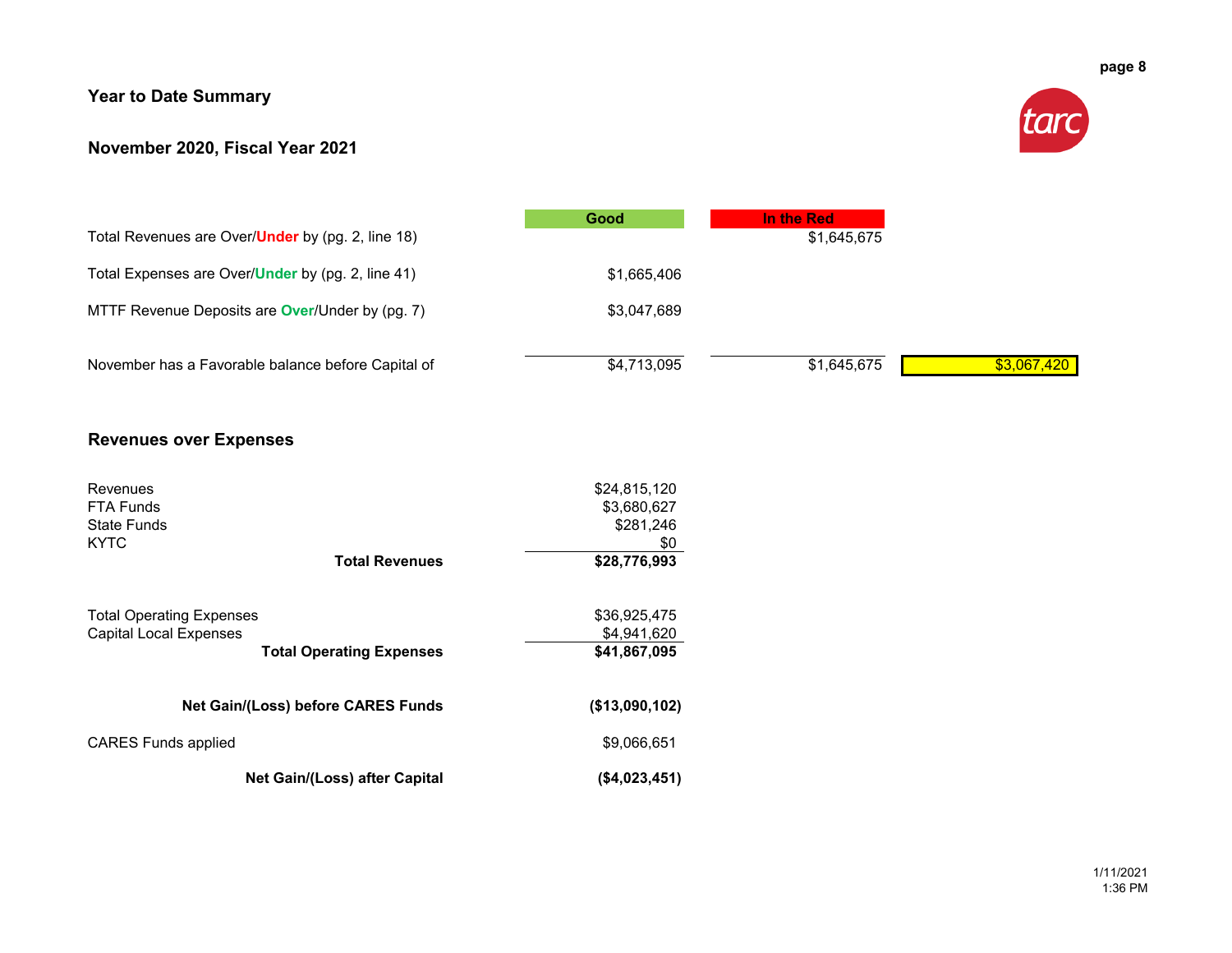## Year to Date Summary

## November 2020, Fiscal Year 2021

| | Good | In the Red | |
|---|---|---|---|
| Total Revenues are Over/**Under** by (pg. 2, line 18) | | $1,645,675 | |
| Total Expenses are Over/**Under** by (pg. 2, line 41) | $1,665,406 | | |
| MTTF Revenue Deposits are **Over**/Under by (pg. 7) | $3,047,689 | | |
| November has a Favorable balance before Capital of | $4,713,095 | $1,645,675 | $3,067,420 |

## Revenues over Expenses

| | |
|---|---|
| Revenues | $24,815,120 |
| FTA Funds | $3,680,627 |
| State Funds | $281,246 |
| KYTC | $0 |
| **Total Revenues** | **$28,776,993** |
| | |
| Total Operating Expenses | $36,925,475 |
| Capital Local Expenses | $4,941,620 |
| **Total Operating Expenses** | **$41,867,095** |
| | |
| **Net Gain/(Loss) before CARES Funds** | **($13,090,102)** |
| CARES Funds applied | $9,066,651 |
| **Net Gain/(Loss) after Capital** | **($4,023,451)** |

1/11/2021
1:36 PM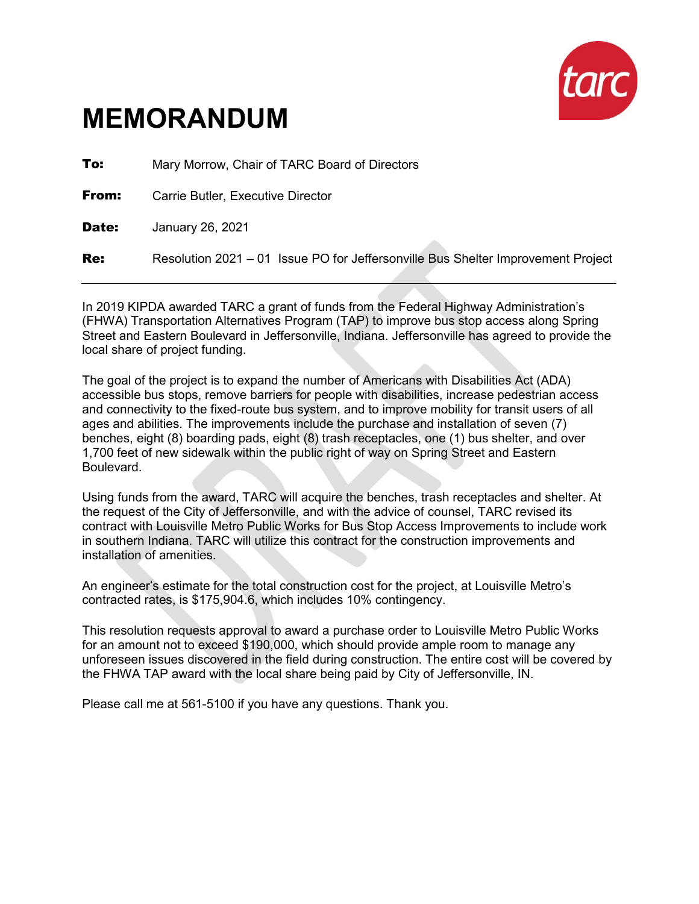# MEMORANDUM

**To:** Mary Morrow, Chair of TARC Board of Directors

**From:** Carrie Butler, Executive Director

**Date:** January 26, 2021

**Re:** Resolution 2021 – 01 Issue PO for Jeffersonville Bus Shelter Improvement Project

---

In 2019 KIPDA awarded TARC a grant of funds from the Federal Highway Administration's (FHWA) Transportation Alternatives Program (TAP) to improve bus stop access along Spring Street and Eastern Boulevard in Jeffersonville, Indiana. Jeffersonville has agreed to provide the local share of project funding.

The goal of the project is to expand the number of Americans with Disabilities Act (ADA) accessible bus stops, remove barriers for people with disabilities, increase pedestrian access and connectivity to the fixed-route bus system, and to improve mobility for transit users of all ages and abilities. The improvements include the purchase and installation of seven (7) benches, eight (8) boarding pads, eight (8) trash receptacles, one (1) bus shelter, and over 1,700 feet of new sidewalk within the public right of way on Spring Street and Eastern Boulevard.

Using funds from the award, TARC will acquire the benches, trash receptacles and shelter. At the request of the City of Jeffersonville, and with the advice of counsel, TARC revised its contract with Louisville Metro Public Works for Bus Stop Access Improvements to include work in southern Indiana. TARC will utilize this contract for the construction improvements and installation of amenities.

An engineer's estimate for the total construction cost for the project, at Louisville Metro's contracted rates, is $175,904.6, which includes 10% contingency.

This resolution requests approval to award a purchase order to Louisville Metro Public Works for an amount not to exceed $190,000, which should provide ample room to manage any unforeseen issues discovered in the field during construction. The entire cost will be covered by the FHWA TAP award with the local share being paid by City of Jeffersonville, IN.

Please call me at 561-5100 if you have any questions. Thank you.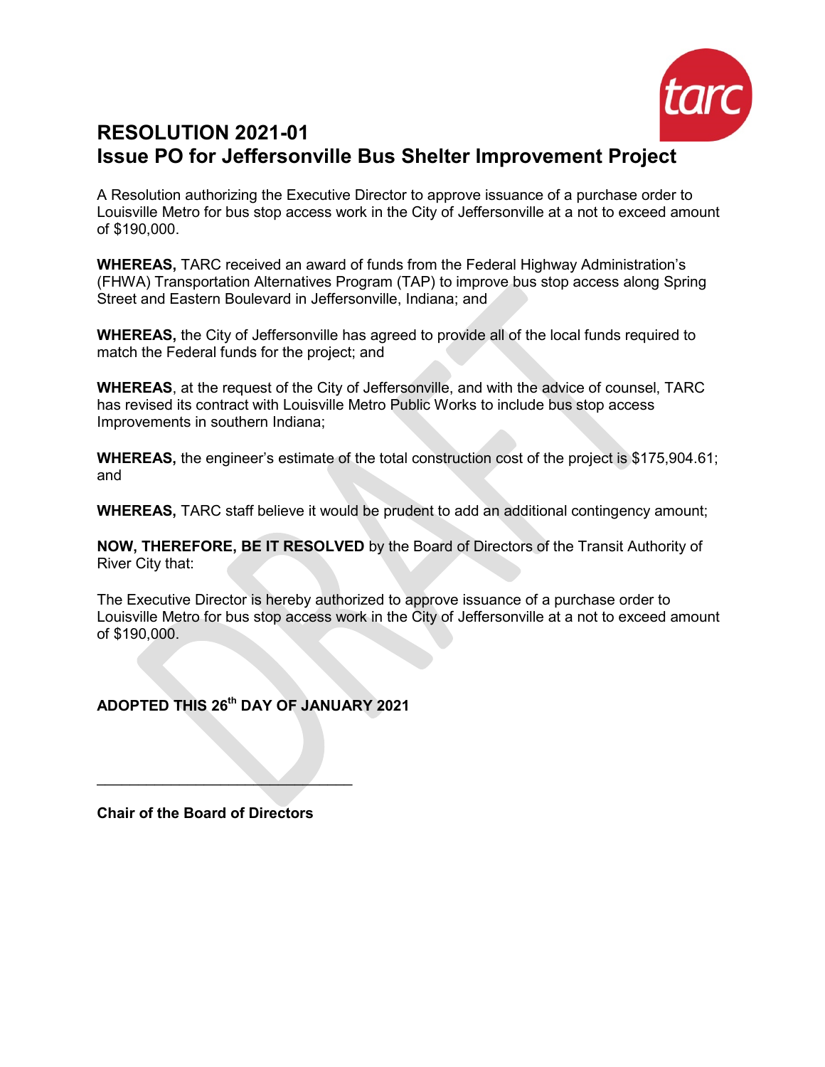# RESOLUTION 2021-01
# Issue PO for Jeffersonville Bus Shelter Improvement Project

A Resolution authorizing the Executive Director to approve issuance of a purchase order to Louisville Metro for bus stop access work in the City of Jeffersonville at a not to exceed amount of $190,000.

**WHEREAS,** TARC received an award of funds from the Federal Highway Administration's (FHWA) Transportation Alternatives Program (TAP) to improve bus stop access along Spring Street and Eastern Boulevard in Jeffersonville, Indiana; and

**WHEREAS,** the City of Jeffersonville has agreed to provide all of the local funds required to match the Federal funds for the project; and

**WHEREAS**, at the request of the City of Jeffersonville, and with the advice of counsel, TARC has revised its contract with Louisville Metro Public Works to include bus stop access Improvements in southern Indiana;

**WHEREAS,** the engineer's estimate of the total construction cost of the project is $175,904.61; and

**WHEREAS,** TARC staff believe it would be prudent to add an additional contingency amount;

**NOW, THEREFORE, BE IT RESOLVED** by the Board of Directors of the Transit Authority of River City that:

The Executive Director is hereby authorized to approve issuance of a purchase order to Louisville Metro for bus stop access work in the City of Jeffersonville at a not to exceed amount of $190,000.

**ADOPTED THIS 26th DAY OF JANUARY 2021**

\_\_\_\_\_\_\_\_\_\_\_\_\_\_\_\_\_\_\_\_\_\_\_\_\_\_\_\_\_\_\_\_

**Chair of the Board of Directors**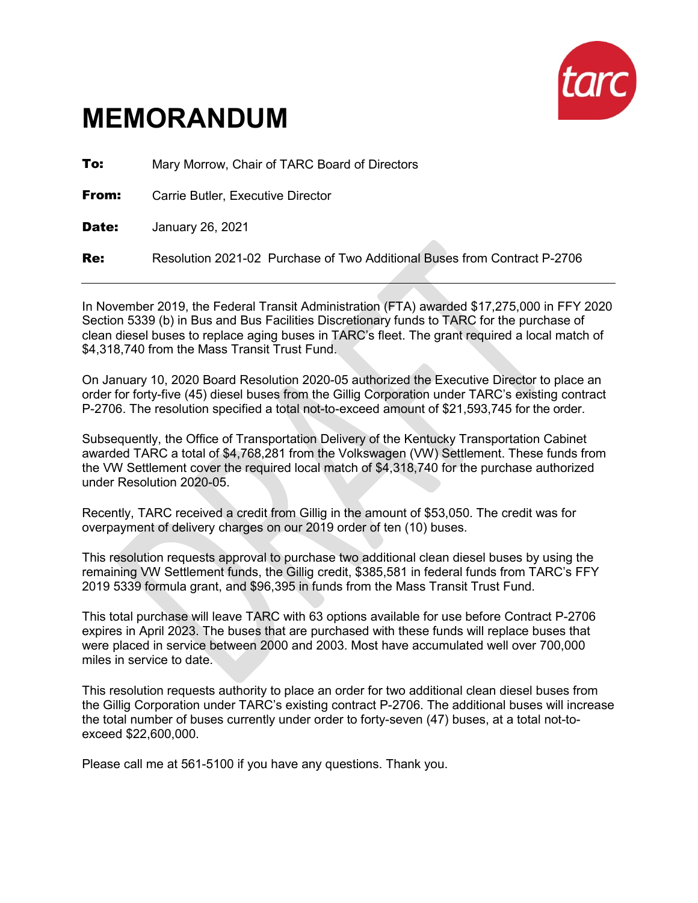# MEMORANDUM

**To:** Mary Morrow, Chair of TARC Board of Directors

**From:** Carrie Butler, Executive Director

**Date:** January 26, 2021

**Re:** Resolution 2021-02 Purchase of Two Additional Buses from Contract P-2706

---

In November 2019, the Federal Transit Administration (FTA) awarded $17,275,000 in FFY 2020 Section 5339 (b) in Bus and Bus Facilities Discretionary funds to TARC for the purchase of clean diesel buses to replace aging buses in TARC's fleet. The grant required a local match of $4,318,740 from the Mass Transit Trust Fund.

On January 10, 2020 Board Resolution 2020-05 authorized the Executive Director to place an order for forty-five (45) diesel buses from the Gillig Corporation under TARC's existing contract P-2706. The resolution specified a total not-to-exceed amount of $21,593,745 for the order.

Subsequently, the Office of Transportation Delivery of the Kentucky Transportation Cabinet awarded TARC a total of $4,768,281 from the Volkswagen (VW) Settlement. These funds from the VW Settlement cover the required local match of $4,318,740 for the purchase authorized under Resolution 2020-05.

Recently, TARC received a credit from Gillig in the amount of $53,050. The credit was for overpayment of delivery charges on our 2019 order of ten (10) buses.

This resolution requests approval to purchase two additional clean diesel buses by using the remaining VW Settlement funds, the Gillig credit, $385,581 in federal funds from TARC's FFY 2019 5339 formula grant, and $96,395 in funds from the Mass Transit Trust Fund.

This total purchase will leave TARC with 63 options available for use before Contract P-2706 expires in April 2023. The buses that are purchased with these funds will replace buses that were placed in service between 2000 and 2003. Most have accumulated well over 700,000 miles in service to date.

This resolution requests authority to place an order for two additional clean diesel buses from the Gillig Corporation under TARC's existing contract P-2706. The additional buses will increase the total number of buses currently under order to forty-seven (47) buses, at a total not-to-exceed $22,600,000.

Please call me at 561-5100 if you have any questions. Thank you.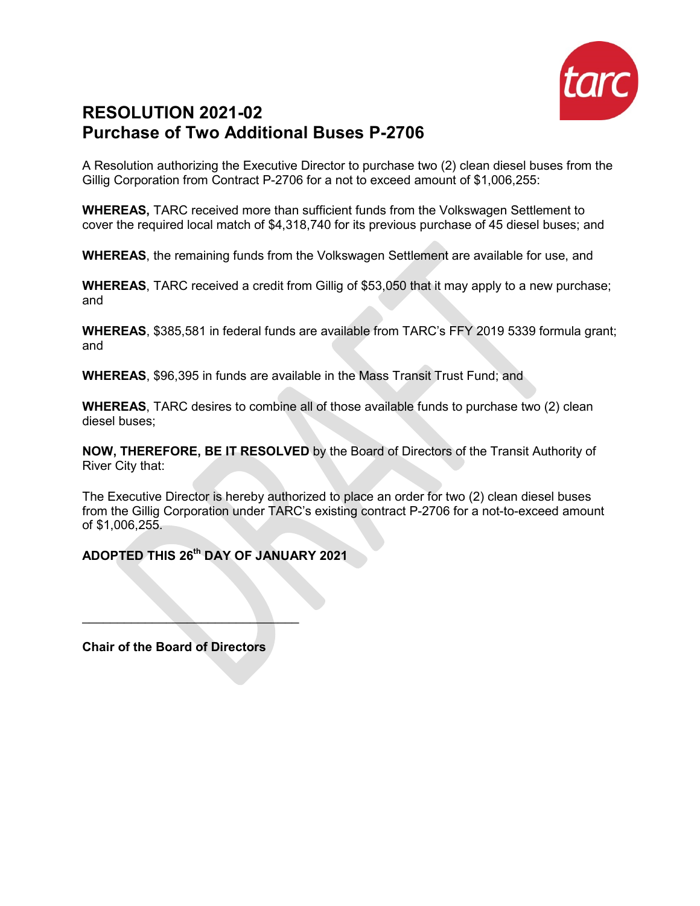# RESOLUTION 2021-02
# Purchase of Two Additional Buses P-2706

A Resolution authorizing the Executive Director to purchase two (2) clean diesel buses from the Gillig Corporation from Contract P-2706 for a not to exceed amount of $1,006,255:

**WHEREAS,** TARC received more than sufficient funds from the Volkswagen Settlement to cover the required local match of $4,318,740 for its previous purchase of 45 diesel buses; and

**WHEREAS**, the remaining funds from the Volkswagen Settlement are available for use, and

**WHEREAS**, TARC received a credit from Gillig of $53,050 that it may apply to a new purchase; and

**WHEREAS**, $385,581 in federal funds are available from TARC's FFY 2019 5339 formula grant; and

**WHEREAS**, $96,395 in funds are available in the Mass Transit Trust Fund; and

**WHEREAS**, TARC desires to combine all of those available funds to purchase two (2) clean diesel buses;

**NOW, THEREFORE, BE IT RESOLVED** by the Board of Directors of the Transit Authority of River City that:

The Executive Director is hereby authorized to place an order for two (2) clean diesel buses from the Gillig Corporation under TARC's existing contract P-2706 for a not-to-exceed amount of $1,006,255.

**ADOPTED THIS 26th DAY OF JANUARY 2021**

\_\_\_\_\_\_\_\_\_\_\_\_\_\_\_\_\_\_\_\_\_\_\_\_\_\_\_\_\_\_\_\_

**Chair of the Board of Directors**